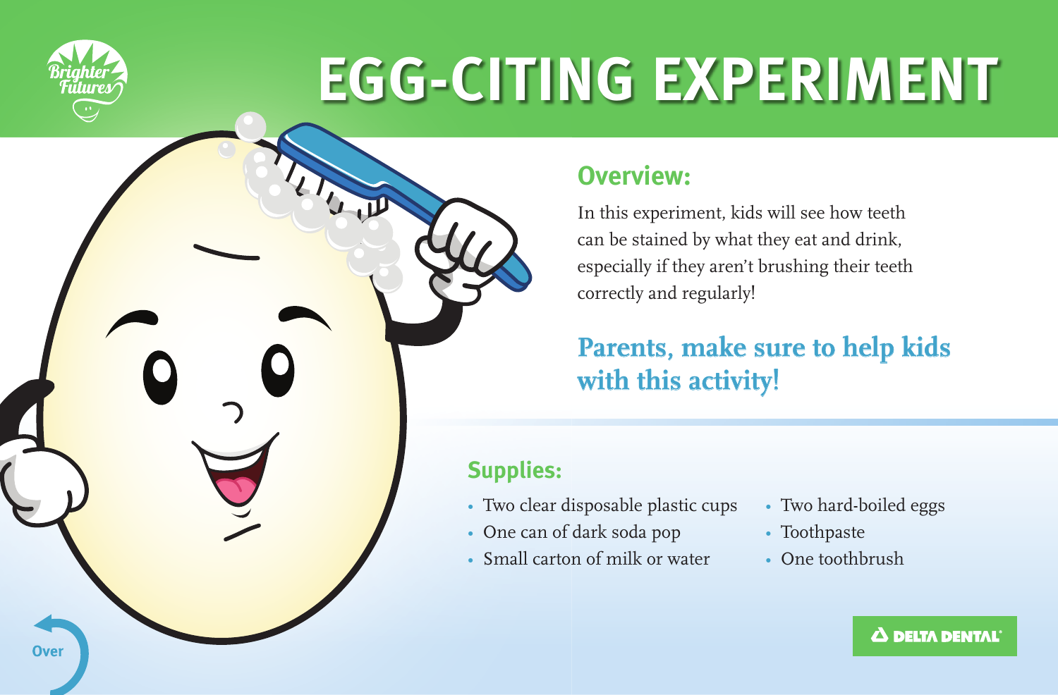# EGG-CITING EXPERIMENT

## Overview:

In this experiment, kids will see how teeth can be stained by what they eat and drink, especially if they aren't brushing their teeth correctly and regularly!

**Parents, make sure to help kids with this activity!**

## Supplies:

- Two clear disposable plastic cups
- One can of dark soda pop
- Small carton of milk or water
- Two hard-boiled eggs
- Toothpaste
- One toothbrush

Over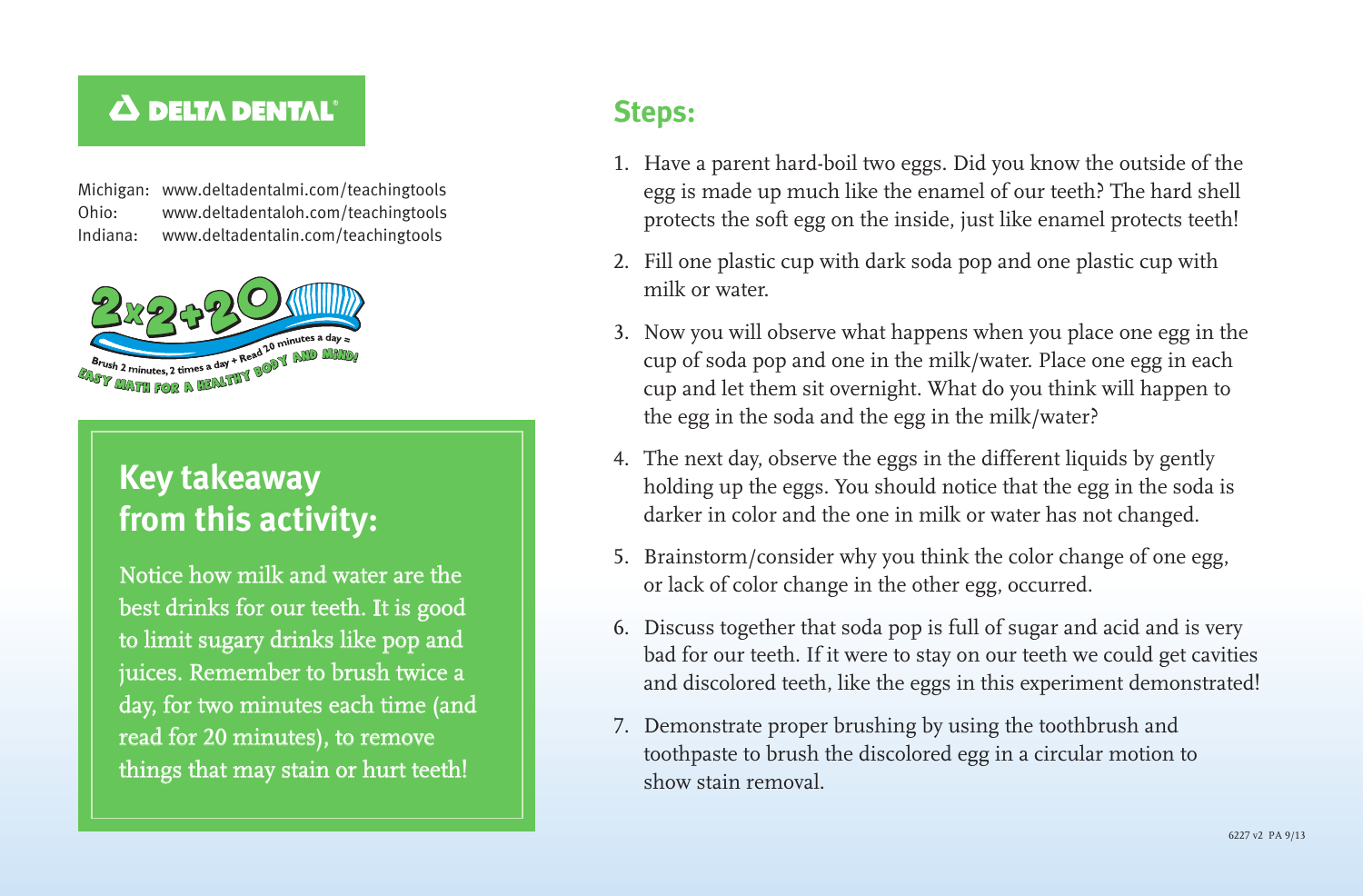DELTA DENTAL®

Michigan: www.deltadentalmi.com/teachingtools
Ohio: www.deltadentaloh.com/teachingtools
Indiana: www.deltadentalin.com/teachingtools

2x2+20

Brush 2 minutes, 2 times a day + Read 20 minutes a day =
EASY MATH FOR A HEALTHY BODY AND MIND!

## Key takeaway from this activity:

Notice how milk and water are the best drinks for our teeth. It is good to limit sugary drinks like pop and juices. Remember to brush twice a day, for two minutes each time (and read for 20 minutes), to remove things that may stain or hurt teeth!

## Steps:

1. Have a parent hard-boil two eggs. Did you know the outside of the egg is made up much like the enamel of our teeth? The hard shell protects the soft egg on the inside, just like enamel protects teeth!
2. Fill one plastic cup with dark soda pop and one plastic cup with milk or water.
3. Now you will observe what happens when you place one egg in the cup of soda pop and one in the milk/water. Place one egg in each cup and let them sit overnight. What do you think will happen to the egg in the soda and the egg in the milk/water?
4. The next day, observe the eggs in the different liquids by gently holding up the eggs. You should notice that the egg in the soda is darker in color and the one in milk or water has not changed.
5. Brainstorm/consider why you think the color change of one egg, or lack of color change in the other egg, occurred.
6. Discuss together that soda pop is full of sugar and acid and is very bad for our teeth. If it were to stay on our teeth we could get cavities and discolored teeth, like the eggs in this experiment demonstrated!
7. Demonstrate proper brushing by using the toothbrush and toothpaste to brush the discolored egg in a circular motion to show stain removal.

6227 v2 PA 9/13